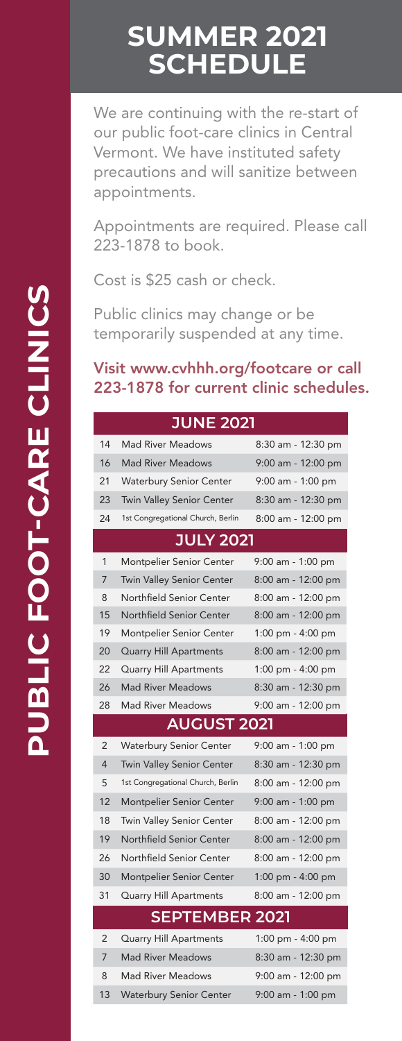# PUBLIC FOOT-CARE CLINICS

## SUMMER 2021 SCHEDULE

We are continuing with the re-start of our public foot-care clinics in Central Vermont. We have instituted safety precautions and will sanitize between appointments.

Appointments are required. Please call 223-1878 to book.

Cost is $25 cash or check.

Public clinics may change or be temporarily suspended at any time.

**Visit www.cvhhh.org/footcare or call 223-1878 for current clinic schedules.**

| JUNE 2021 | | |
|---|---|---|
| 14 | Mad River Meadows | 8:30 am - 12:30 pm |
| 16 | Mad River Meadows | 9:00 am - 12:00 pm |
| 21 | Waterbury Senior Center | 9:00 am - 1:00 pm |
| 23 | Twin Valley Senior Center | 8:30 am - 12:30 pm |
| 24 | 1st Congregational Church, Berlin | 8:00 am - 12:00 pm |
| **JULY 2021** | | |
| 1 | Montpelier Senior Center | 9:00 am - 1:00 pm |
| 7 | Twin Valley Senior Center | 8:00 am - 12:00 pm |
| 8 | Northfield Senior Center | 8:00 am - 12:00 pm |
| 15 | Northfield Senior Center | 8:00 am - 12:00 pm |
| 19 | Montpelier Senior Center | 1:00 pm - 4:00 pm |
| 20 | Quarry Hill Apartments | 8:00 am - 12:00 pm |
| 22 | Quarry Hill Apartments | 1:00 pm - 4:00 pm |
| 26 | Mad River Meadows | 8:30 am - 12:30 pm |
| 28 | Mad River Meadows | 9:00 am - 12:00 pm |
| **AUGUST 2021** | | |
| 2 | Waterbury Senior Center | 9:00 am - 1:00 pm |
| 4 | Twin Valley Senior Center | 8:30 am - 12:30 pm |
| 5 | 1st Congregational Church, Berlin | 8:00 am - 12:00 pm |
| 12 | Montpelier Senior Center | 9:00 am - 1:00 pm |
| 18 | Twin Valley Senior Center | 8:00 am - 12:00 pm |
| 19 | Northfield Senior Center | 8:00 am - 12:00 pm |
| 26 | Northfield Senior Center | 8:00 am - 12:00 pm |
| 30 | Montpelier Senior Center | 1:00 pm - 4:00 pm |
| 31 | Quarry Hill Apartments | 8:00 am - 12:00 pm |
| **SEPTEMBER 2021** | | |
| 2 | Quarry Hill Apartments | 1:00 pm - 4:00 pm |
| 7 | Mad River Meadows | 8:30 am - 12:30 pm |
| 8 | Mad River Meadows | 9:00 am - 12:00 pm |
| 13 | Waterbury Senior Center | 9:00 am - 1:00 pm |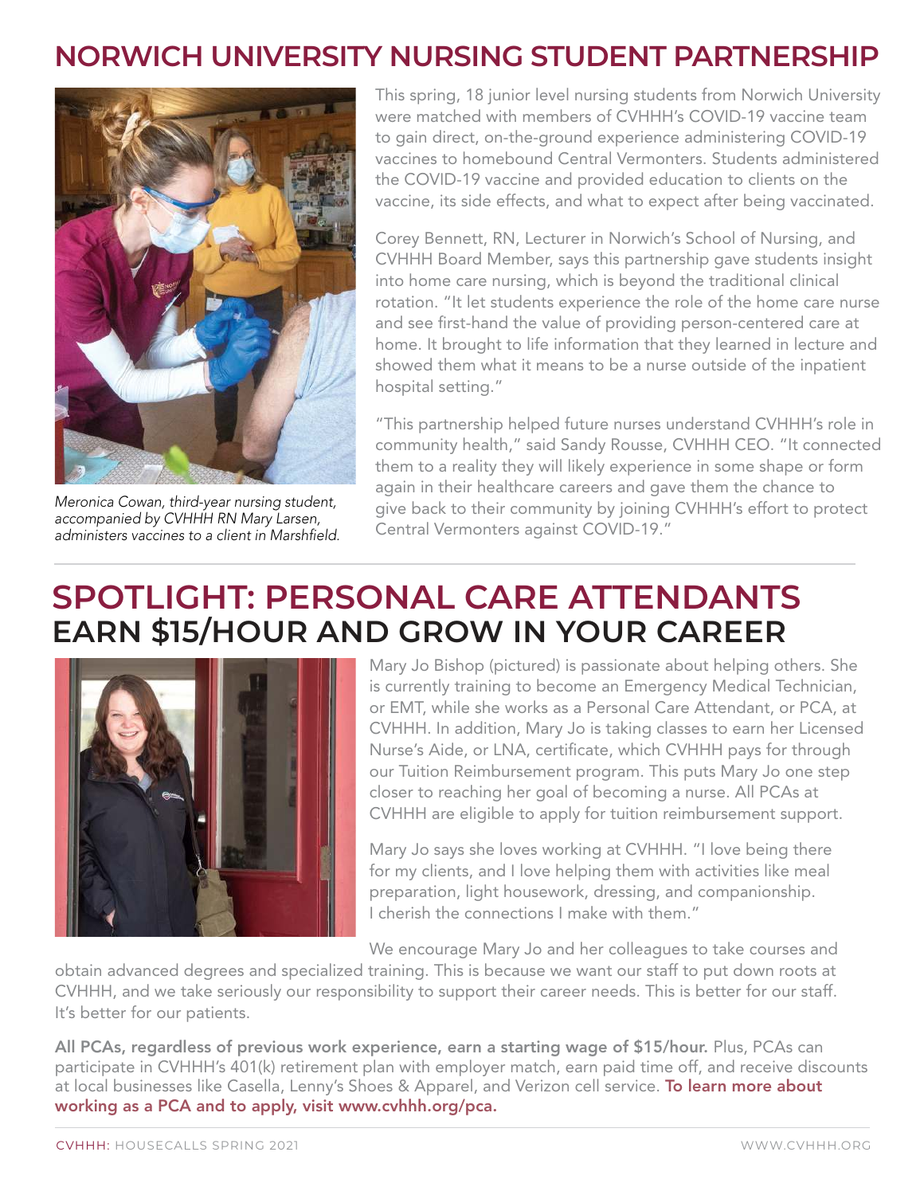# NORWICH UNIVERSITY NURSING STUDENT PARTNERSHIP

*Meronica Cowan, third-year nursing student, accompanied by CVHHH RN Mary Larsen, administers vaccines to a client in Marshfield.*

This spring, 18 junior level nursing students from Norwich University were matched with members of CVHHH's COVID-19 vaccine team to gain direct, on-the-ground experience administering COVID-19 vaccines to homebound Central Vermonters. Students administered the COVID-19 vaccine and provided education to clients on the vaccine, its side effects, and what to expect after being vaccinated.

Corey Bennett, RN, Lecturer in Norwich's School of Nursing, and CVHHH Board Member, says this partnership gave students insight into home care nursing, which is beyond the traditional clinical rotation. "It let students experience the role of the home care nurse and see first-hand the value of providing person-centered care at home. It brought to life information that they learned in lecture and showed them what it means to be a nurse outside of the inpatient hospital setting."

"This partnership helped future nurses understand CVHHH's role in community health," said Sandy Rousse, CVHHH CEO. "It connected them to a reality they will likely experience in some shape or form again in their healthcare careers and gave them the chance to give back to their community by joining CVHHH's effort to protect Central Vermonters against COVID-19."

# SPOTLIGHT: PERSONAL CARE ATTENDANTS

## EARN $15/HOUR AND GROW IN YOUR CAREER

Mary Jo Bishop (pictured) is passionate about helping others. She is currently training to become an Emergency Medical Technician, or EMT, while she works as a Personal Care Attendant, or PCA, at CVHHH. In addition, Mary Jo is taking classes to earn her Licensed Nurse's Aide, or LNA, certificate, which CVHHH pays for through our Tuition Reimbursement program. This puts Mary Jo one step closer to reaching her goal of becoming a nurse. All PCAs at CVHHH are eligible to apply for tuition reimbursement support.

Mary Jo says she loves working at CVHHH. "I love being there for my clients, and I love helping them with activities like meal preparation, light housework, dressing, and companionship. I cherish the connections I make with them."

We encourage Mary Jo and her colleagues to take courses and obtain advanced degrees and specialized training. This is because we want our staff to put down roots at CVHHH, and we take seriously our responsibility to support their career needs. This is better for our staff. It's better for our patients.

**All PCAs, regardless of previous work experience, earn a starting wage of $15/hour.** Plus, PCAs can participate in CVHHH's 401(k) retirement plan with employer match, earn paid time off, and receive discounts at local businesses like Casella, Lenny's Shoes & Apparel, and Verizon cell service. **To learn more about working as a PCA and to apply, visit www.cvhhh.org/pca.**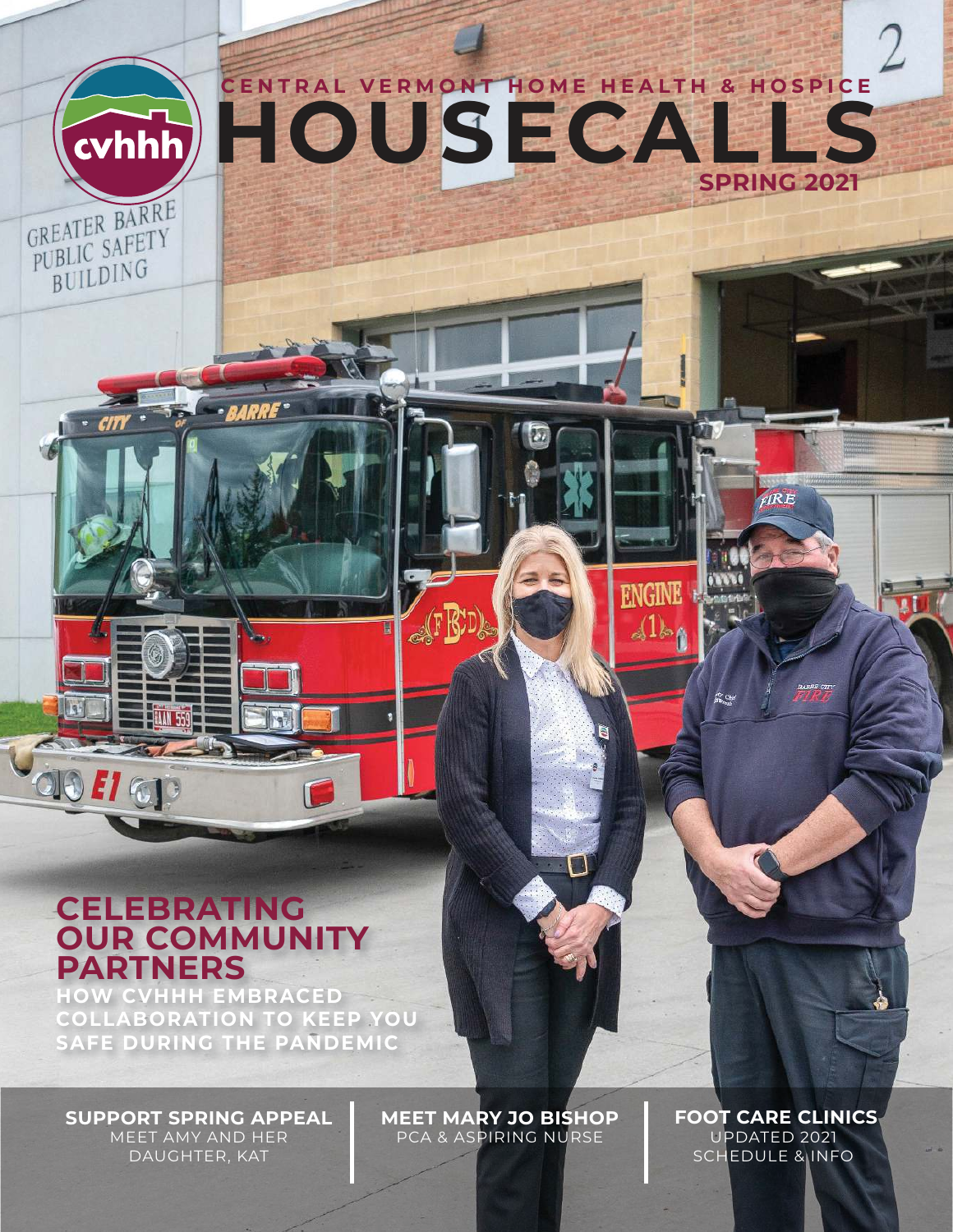CENTRAL VERMONT HOME HEALTH & HOSPICE

# HOUSECALLS

**SPRING 2021**

## CELEBRATING OUR COMMUNITY PARTNERS

**HOW CVHHH EMBRACED COLLABORATION TO KEEP YOU SAFE DURING THE PANDEMIC**

**SUPPORT SPRING APPEAL**
MEET AMY AND HER DAUGHTER, KAT

**MEET MARY JO BISHOP**
PCA & ASPIRING NURSE

**FOOT CARE CLINICS**
UPDATED 2021 SCHEDULE & INFO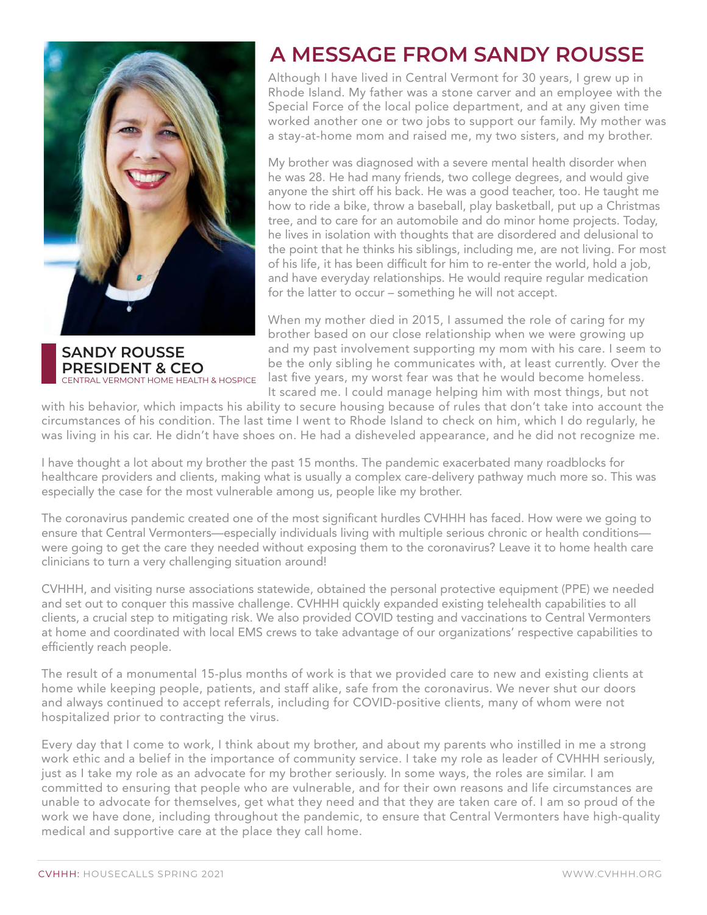# A MESSAGE FROM SANDY ROUSSE

**SANDY ROUSSE**
**PRESIDENT & CEO**
CENTRAL VERMONT HOME HEALTH & HOSPICE

Although I have lived in Central Vermont for 30 years, I grew up in Rhode Island. My father was a stone carver and an employee with the Special Force of the local police department, and at any given time worked another one or two jobs to support our family. My mother was a stay-at-home mom and raised me, my two sisters, and my brother.

My brother was diagnosed with a severe mental health disorder when he was 28. He had many friends, two college degrees, and would give anyone the shirt off his back. He was a good teacher, too. He taught me how to ride a bike, throw a baseball, play basketball, put up a Christmas tree, and to care for an automobile and do minor home projects. Today, he lives in isolation with thoughts that are disordered and delusional to the point that he thinks his siblings, including me, are not living. For most of his life, it has been difficult for him to re-enter the world, hold a job, and have everyday relationships. He would require regular medication for the latter to occur – something he will not accept.

When my mother died in 2015, I assumed the role of caring for my brother based on our close relationship when we were growing up and my past involvement supporting my mom with his care. I seem to be the only sibling he communicates with, at least currently. Over the last five years, my worst fear was that he would become homeless. It scared me. I could manage helping him with most things, but not with his behavior, which impacts his ability to secure housing because of rules that don't take into account the circumstances of his condition. The last time I went to Rhode Island to check on him, which I do regularly, he was living in his car. He didn't have shoes on. He had a disheveled appearance, and he did not recognize me.

I have thought a lot about my brother the past 15 months. The pandemic exacerbated many roadblocks for healthcare providers and clients, making what is usually a complex care-delivery pathway much more so. This was especially the case for the most vulnerable among us, people like my brother.

The coronavirus pandemic created one of the most significant hurdles CVHHH has faced. How were we going to ensure that Central Vermonters—especially individuals living with multiple serious chronic or health conditions—were going to get the care they needed without exposing them to the coronavirus? Leave it to home health care clinicians to turn a very challenging situation around!

CVHHH, and visiting nurse associations statewide, obtained the personal protective equipment (PPE) we needed and set out to conquer this massive challenge. CVHHH quickly expanded existing telehealth capabilities to all clients, a crucial step to mitigating risk. We also provided COVID testing and vaccinations to Central Vermonters at home and coordinated with local EMS crews to take advantage of our organizations' respective capabilities to efficiently reach people.

The result of a monumental 15-plus months of work is that we provided care to new and existing clients at home while keeping people, patients, and staff alike, safe from the coronavirus. We never shut our doors and always continued to accept referrals, including for COVID-positive clients, many of whom were not hospitalized prior to contracting the virus.

Every day that I come to work, I think about my brother, and about my parents who instilled in me a strong work ethic and a belief in the importance of community service. I take my role as leader of CVHHH seriously, just as I take my role as an advocate for my brother seriously. In some ways, the roles are similar. I am committed to ensuring that people who are vulnerable, and for their own reasons and life circumstances are unable to advocate for themselves, get what they need and that they are taken care of. I am so proud of the work we have done, including throughout the pandemic, to ensure that Central Vermonters have high-quality medical and supportive care at the place they call home.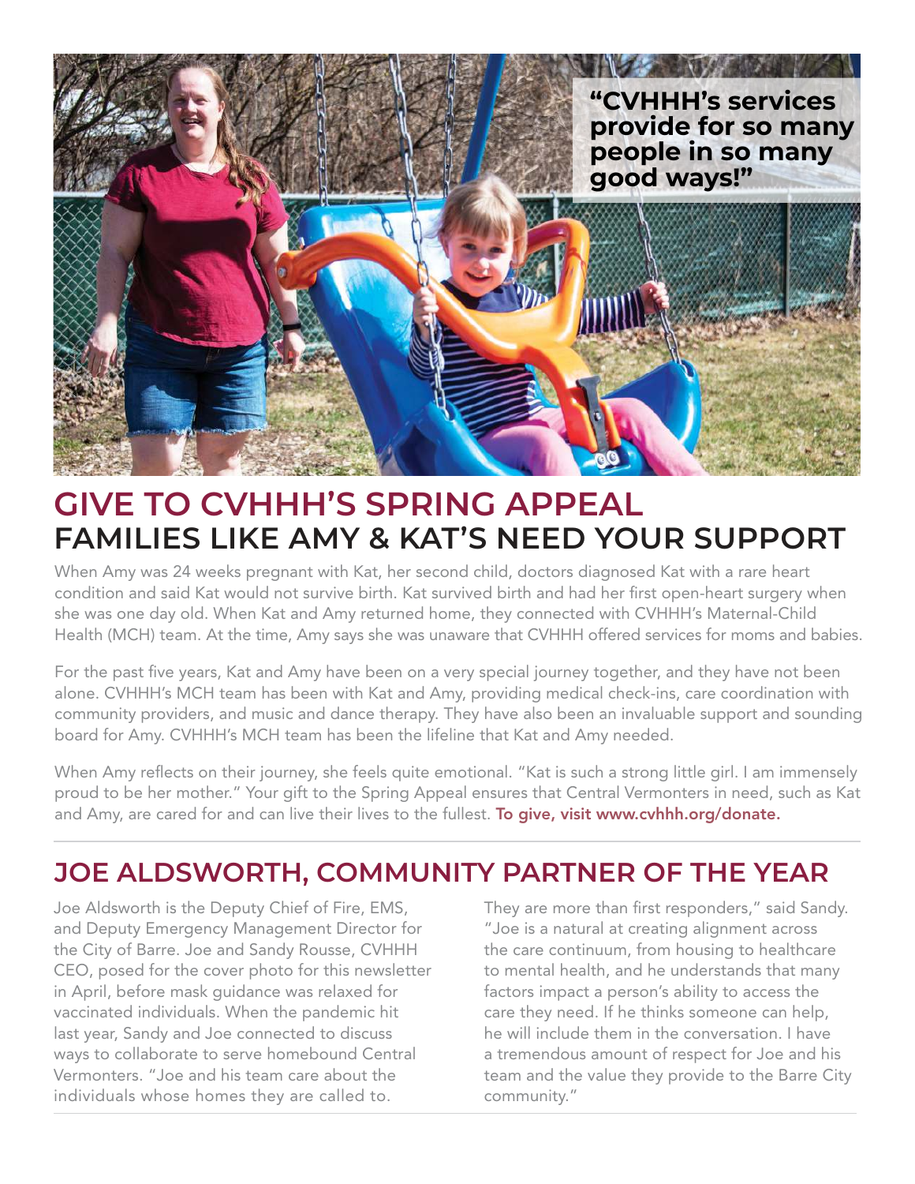"CVHHH's services provide for so many people in so many good ways!"

# GIVE TO CVHHH'S SPRING APPEAL

## FAMILIES LIKE AMY & KAT'S NEED YOUR SUPPORT

When Amy was 24 weeks pregnant with Kat, her second child, doctors diagnosed Kat with a rare heart condition and said Kat would not survive birth. Kat survived birth and had her first open-heart surgery when she was one day old. When Kat and Amy returned home, they connected with CVHHH's Maternal-Child Health (MCH) team. At the time, Amy says she was unaware that CVHHH offered services for moms and babies.

For the past five years, Kat and Amy have been on a very special journey together, and they have not been alone. CVHHH's MCH team has been with Kat and Amy, providing medical check-ins, care coordination with community providers, and music and dance therapy. They have also been an invaluable support and sounding board for Amy. CVHHH's MCH team has been the lifeline that Kat and Amy needed.

When Amy reflects on their journey, she feels quite emotional. "Kat is such a strong little girl. I am immensely proud to be her mother." Your gift to the Spring Appeal ensures that Central Vermonters in need, such as Kat and Amy, are cared for and can live their lives to the fullest. **To give, visit www.cvhhh.org/donate.**

# JOE ALDSWORTH, COMMUNITY PARTNER OF THE YEAR

Joe Aldsworth is the Deputy Chief of Fire, EMS, and Deputy Emergency Management Director for the City of Barre. Joe and Sandy Rousse, CVHHH CEO, posed for the cover photo for this newsletter in April, before mask guidance was relaxed for vaccinated individuals. When the pandemic hit last year, Sandy and Joe connected to discuss ways to collaborate to serve homebound Central Vermonters. "Joe and his team care about the individuals whose homes they are called to. They are more than first responders," said Sandy. "Joe is a natural at creating alignment across the care continuum, from housing to healthcare to mental health, and he understands that many factors impact a person's ability to access the care they need. If he thinks someone can help, he will include them in the conversation. I have a tremendous amount of respect for Joe and his team and the value they provide to the Barre City community."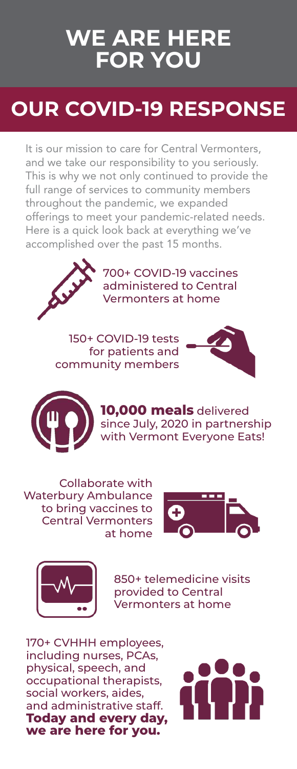# WE ARE HERE FOR YOU

## OUR COVID-19 RESPONSE

It is our mission to care for Central Vermonters, and we take our responsibility to you seriously. This is why we not only continued to provide the full range of services to community members throughout the pandemic, we expanded offerings to meet your pandemic-related needs. Here is a quick look back at everything we've accomplished over the past 15 months.

700+ COVID-19 vaccines administered to Central Vermonters at home

150+ COVID-19 tests for patients and community members

**10,000 meals** delivered since July, 2020 in partnership with Vermont Everyone Eats!

Collaborate with Waterbury Ambulance to bring vaccines to Central Vermonters at home

850+ telemedicine visits provided to Central Vermonters at home

170+ CVHHH employees, including nurses, PCAs, physical, speech, and occupational therapists, social workers, aides, and administrative staff. **Today and every day, we are here for you.**